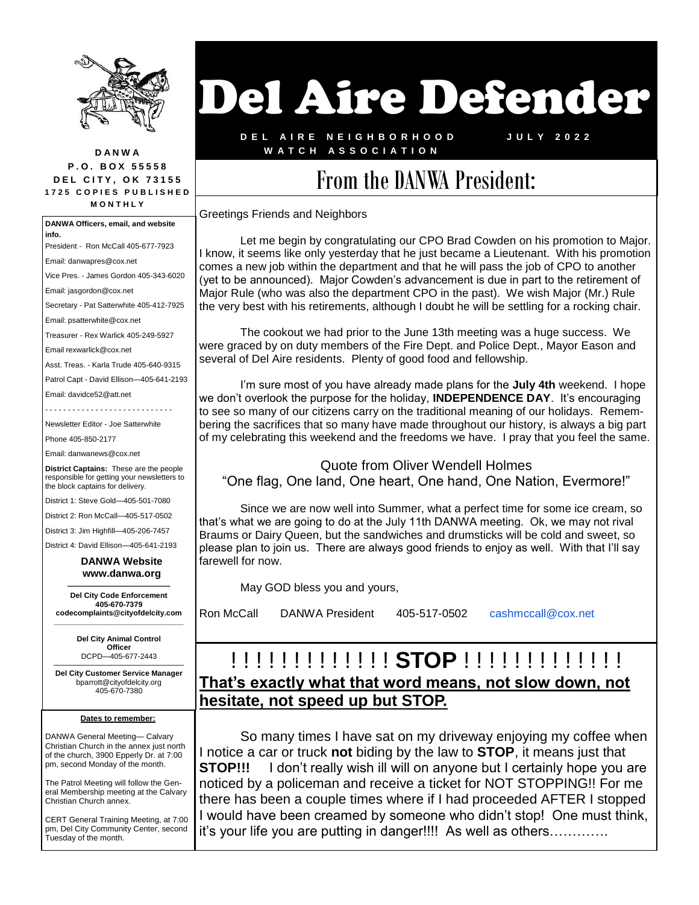# Del Aire Defender

**DEL AIRE NEIGHBORHOOD WATCH ASSOCIATION** — **JULY 2022**

## From the DANWA President:

Greetings Friends and Neighbors

Let me begin by congratulating our CPO Brad Cowden on his promotion to Major. I know, it seems like only yesterday that he just became a Lieutenant. With his promotion comes a new job within the department and that he will pass the job of CPO to another (yet to be announced). Major Cowden's advancement is due in part to the retirement of Major Rule (who was also the department CPO in the past). We wish Major (Mr.) Rule the very best with his retirements, although I doubt he will be settling for a rocking chair.

The cookout we had prior to the June 13th meeting was a huge success. We were graced by on duty members of the Fire Dept. and Police Dept., Mayor Eason and several of Del Aire residents. Plenty of good food and fellowship.

I'm sure most of you have already made plans for the **July 4th** weekend. I hope we don't overlook the purpose for the holiday, **INDEPENDENCE DAY**. It's encouraging to see so many of our citizens carry on the traditional meaning of our holidays. Remembering the sacrifices that so many have made throughout our history, is always a big part of my celebrating this weekend and the freedoms we have. I pray that you feel the same.

Quote from Oliver Wendell Holmes
"One flag, One land, One heart, One hand, One Nation, Evermore!"

Since we are now well into Summer, what a perfect time for some ice cream, so that's what we are going to do at the July 11th DANWA meeting. Ok, we may not rival Braums or Dairy Queen, but the sandwiches and drumsticks will be cold and sweet, so please plan to join us. There are always good friends to enjoy as well. With that I'll say farewell for now.

May GOD bless you and yours,

Ron McCall DANWA President 405-517-0502 cashmccall@cox.net

## ! ! ! ! ! ! ! ! ! ! ! ! ! STOP ! ! ! ! ! ! ! ! ! ! ! ! !

**That's exactly what that word means, not slow down, not hesitate, not speed up but STOP.**

So many times I have sat on my driveway enjoying my coffee when I notice a car or truck **not** biding by the law to **STOP**, it means just that **STOP!!!** I don't really wish ill will on anyone but I certainly hope you are noticed by a policeman and receive a ticket for NOT STOPPING!! For me there has been a couple times where if I had proceeded AFTER I stopped I would have been creamed by someone who didn't stop! One must think, it's your life you are putting in danger!!!! As well as others………….

---

**DANWA**
**P.O. BOX 55558**
**DEL CITY, OK 73155**
**1725 COPIES PUBLISHED MONTHLY**

**DANWA Officers, email, and website info.**

President - Ron McCall 405-677-7923
Email: danwapres@cox.net

Vice Pres. - James Gordon 405-343-6020
Email: jasgordon@cox.net

Secretary - Pat Satterwhite 405-412-7925
Email: psatterwhite@cox.net

Treasurer - Rex Warlick 405-249-5927
Email rexwarlick@cox.net

Asst. Treas. - Karla Trude 405-640-9315

Patrol Capt - David Ellison—405-641-2193
Email: davidce52@att.net

Newsletter Editor - Joe Satterwhite
Phone 405-850-2177
Email: danwanews@cox.net

**District Captains:** These are the people responsible for getting your newsletters to the block captains for delivery.

District 1: Steve Gold—405-501-7080
District 2: Ron McCall—405-517-0502
District 3: Jim Highfill—405-206-7457
District 4: David Ellison—405-641-2193

**DANWA Website**
**www.danwa.org**

**Del City Code Enforcement**
**405-670-7379**
**codecomplaints@cityofdelcity.com**

**Del City Animal Control Officer**
DCPD—405-677-2443

**Del City Customer Service Manager**
bparrott@cityofdelcity.org
405-670-7380

**Dates to remember:**

DANWA General Meeting— Calvary Christian Church in the annex just north of the church, 3900 Epperly Dr. at 7:00 pm, second Monday of the month.

The Patrol Meeting will follow the General Membership meeting at the Calvary Christian Church annex.

CERT General Training Meeting, at 7:00 pm, Del City Community Center, second Tuesday of the month.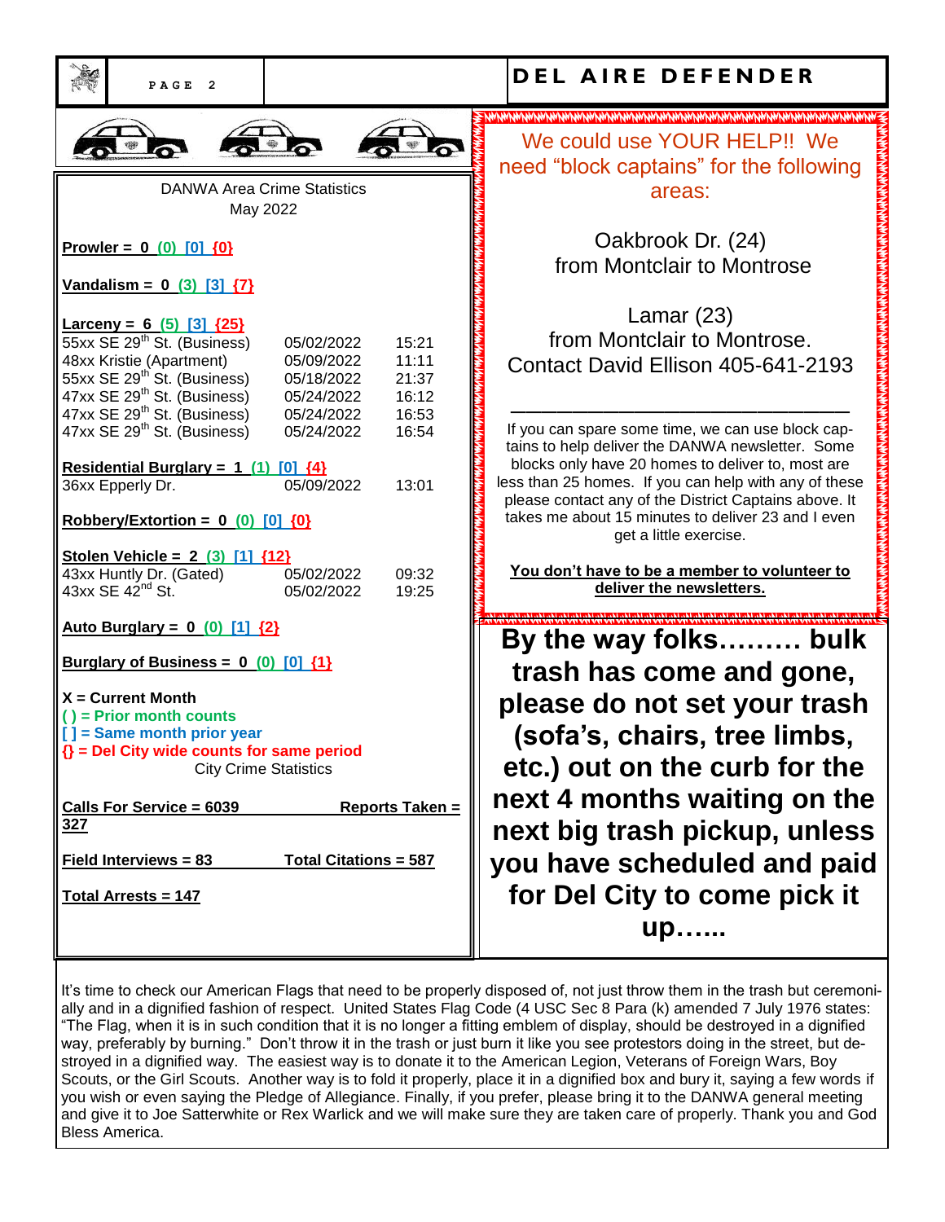## DANWA Area Crime Statistics
May 2022

**Prowler = 0 (0) [0] {0}**

**Vandalism = 0 (3) [3] {7}**

**Larceny = 6 (5) [3] {25}**

| Location | Date | Time |
|---|---|---|
| 55xx SE 29th St. (Business) | 05/02/2022 | 15:21 |
| 48xx Kristie (Apartment) | 05/09/2022 | 11:11 |
| 55xx SE 29th St. (Business) | 05/18/2022 | 21:37 |
| 47xx SE 29th St. (Business) | 05/24/2022 | 16:12 |
| 47xx SE 29th St. (Business) | 05/24/2022 | 16:53 |
| 47xx SE 29th St. (Business) | 05/24/2022 | 16:54 |

**Residential Burglary = 1 (1) [0] {4}**

| Location | Date | Time |
|---|---|---|
| 36xx Epperly Dr. | 05/09/2022 | 13:01 |

**Robbery/Extortion = 0 (0) [0] {0}**

**Stolen Vehicle = 2 (3) [1] {12}**

| Location | Date | Time |
|---|---|---|
| 43xx Huntly Dr. (Gated) | 05/02/2022 | 09:32 |
| 43xx SE 42nd St. | 05/02/2022 | 19:25 |

**Auto Burglary = 0 (0) [1] {2}**

**Burglary of Business = 0 (0) [0] {1}**

**X = Current Month**
**( ) = Prior month counts**
**[ ] = Same month prior year**
**{} = Del City wide counts for same period**

City Crime Statistics

**Calls For Service = 6039** **Reports Taken = 327**

**Field Interviews = 83** **Total Citations = 587**

**Total Arrests = 147**

---

We could use YOUR HELP!! We need "block captains" for the following areas:

Oakbrook Dr. (24)
from Montclair to Montrose

Lamar (23)
from Montclair to Montrose.
Contact David Ellison 405-641-2193

---

If you can spare some time, we can use block captains to help deliver the DANWA newsletter. Some blocks only have 20 homes to deliver to, most are less than 25 homes. If you can help with any of these please contact any of the District Captains above. It takes me about 15 minutes to deliver 23 and I even get a little exercise.

**You don't have to be a member to volunteer to deliver the newsletters.**

---

**By the way folks……… bulk trash has come and gone, please do not set your trash (sofa's, chairs, tree limbs, etc.) out on the curb for the next 4 months waiting on the next big trash pickup, unless you have scheduled and paid for Del City to come pick it up……**

---

It's time to check our American Flags that need to be properly disposed of, not just throw them in the trash but ceremonially and in a dignified fashion of respect. United States Flag Code (4 USC Sec 8 Para (k) amended 7 July 1976 states: "The Flag, when it is in such condition that it is no longer a fitting emblem of display, should be destroyed in a dignified way, preferably by burning." Don't throw it in the trash or just burn it like you see protestors doing in the street, but destroyed in a dignified way. The easiest way is to donate it to the American Legion, Veterans of Foreign Wars, Boy Scouts, or the Girl Scouts. Another way is to fold it properly, place it in a dignified box and bury it, saying a few words if you wish or even saying the Pledge of Allegiance. Finally, if you prefer, please bring it to the DANWA general meeting and give it to Joe Satterwhite or Rex Warlick and we will make sure they are taken care of properly. Thank you and God Bless America.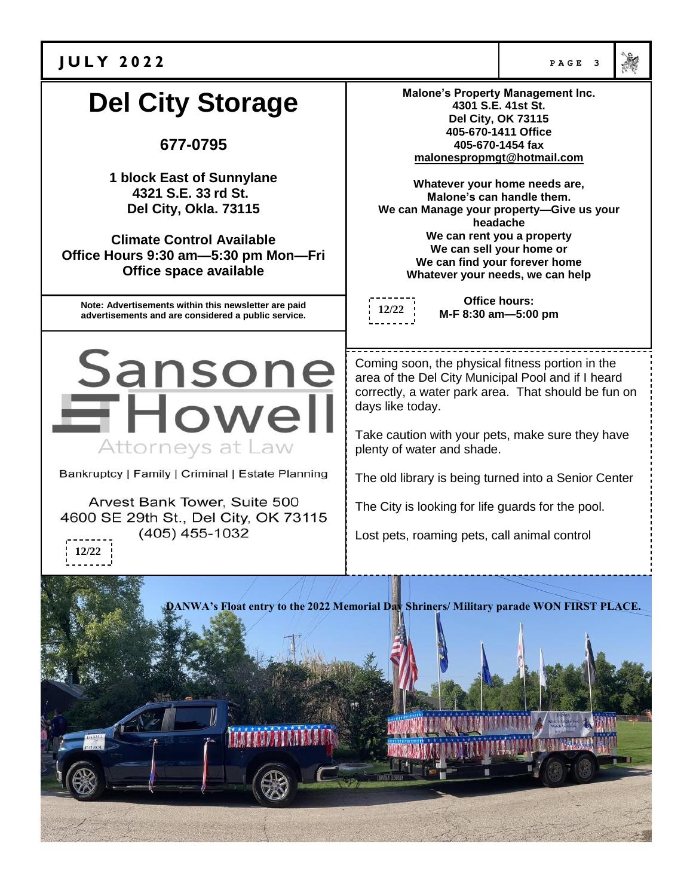# Del City Storage

**677-0795**

**1 block East of Sunnylane**
**4321 S.E. 33 rd St.**
**Del City, Okla. 73115**

**Climate Control Available**
**Office Hours 9:30 am—5:30 pm Mon—Fri**
**Office space available**

**Note: Advertisements within this newsletter are paid advertisements and are considered a public service.**

**Sansone Howell**
Attorneys at Law

Bankruptcy | Family | Criminal | Estate Planning

Arvest Bank Tower, Suite 500
4600 SE 29th St., Del City, OK 73115
(405) 455-1032

12/22

**Malone's Property Management Inc.**
**4301 S.E. 41st St.**
**Del City, OK 73115**
**405-670-1411 Office**
**405-670-1454 fax**
**malonespropmgt@hotmail.com**

**Whatever your home needs are,**
**Malone's can handle them.**
**We can Manage your property—Give us your headache**
**We can rent you a property**
**We can sell your home or**
**We can find your forever home**
**Whatever your needs, we can help**

12/22

**Office hours:**
**M-F 8:30 am—5:00 pm**

Coming soon, the physical fitness portion in the area of the Del City Municipal Pool and if I heard correctly, a water park area. That should be fun on days like today.

Take caution with your pets, make sure they have plenty of water and shade.

The old library is being turned into a Senior Center

The City is looking for life guards for the pool.

Lost pets, roaming pets, call animal control

**DANWA's Float entry to the 2022 Memorial Day Shriners/ Military parade WON FIRST PLACE.**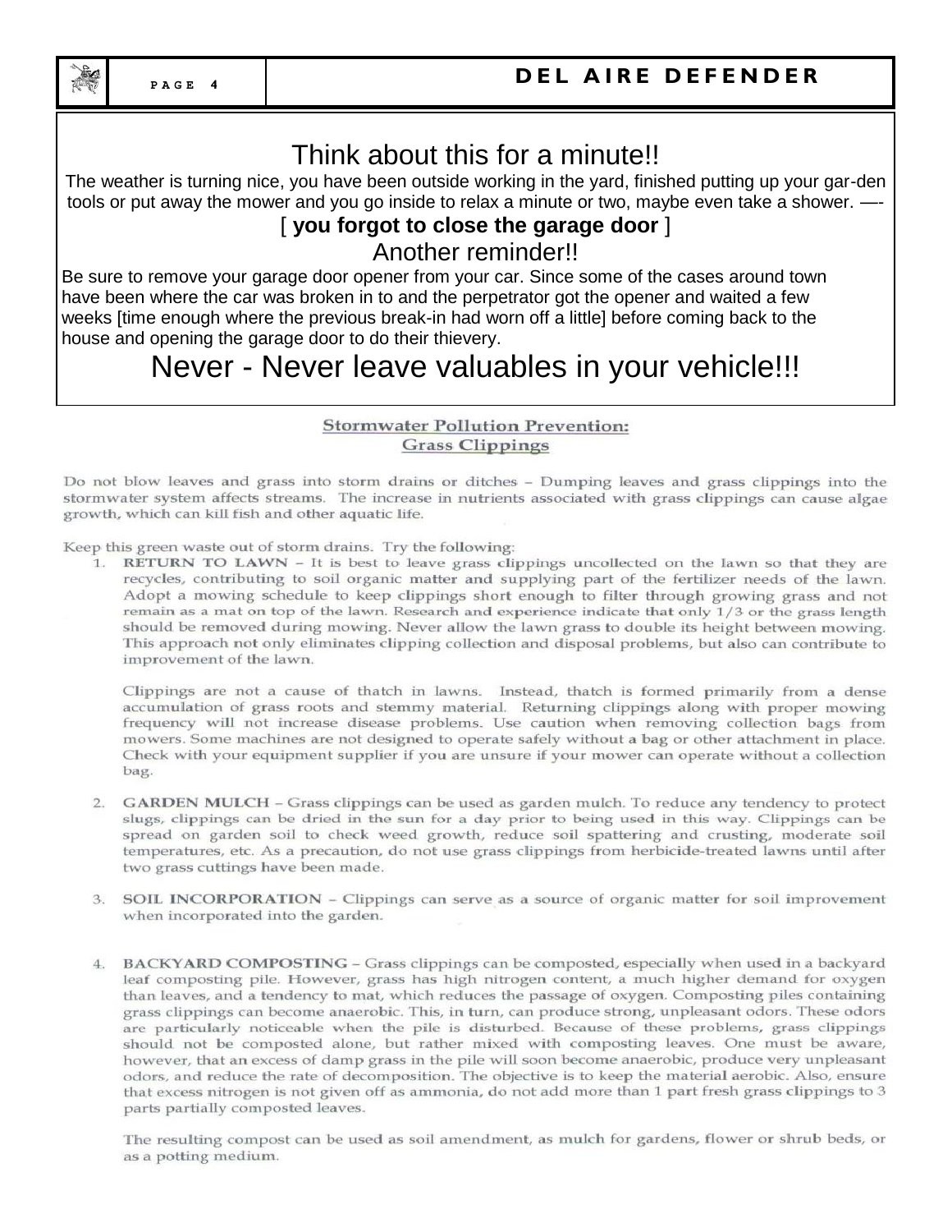## Think about this for a minute!!

The weather is turning nice, you have been outside working in the yard, finished putting up your gar-den tools or put away the mower and you go inside to relax a minute or two, maybe even take a shower. —-

[ **you forgot to close the garage door** ]

## Another reminder!!

Be sure to remove your garage door opener from your car. Since some of the cases around town have been where the car was broken in to and the perpetrator got the opener and waited a few weeks [time enough where the previous break-in had worn off a little] before coming back to the house and opening the garage door to do their thievery.

## Never - Never leave valuables in your vehicle!!!

### Stormwater Pollution Prevention: Grass Clippings

Do not blow leaves and grass into storm drains or ditches – Dumping leaves and grass clippings into the stormwater system affects streams. The increase in nutrients associated with grass clippings can cause algae growth, which can kill fish and other aquatic life.

Keep this green waste out of storm drains. Try the following:

1. **RETURN TO LAWN** – It is best to leave grass clippings uncollected on the lawn so that they are recycles, contributing to soil organic matter and supplying part of the fertilizer needs of the lawn. Adopt a mowing schedule to keep clippings short enough to filter through growing grass and not remain as a mat on top of the lawn. Research and experience indicate that only 1/3 or the grass length should be removed during mowing. Never allow the lawn grass to double its height between mowing. This approach not only eliminates clipping collection and disposal problems, but also can contribute to improvement of the lawn.

   Clippings are not a cause of thatch in lawns. Instead, thatch is formed primarily from a dense accumulation of grass roots and stemmy material. Returning clippings along with proper mowing frequency will not increase disease problems. Use caution when removing collection bags from mowers. Some machines are not designed to operate safely without a bag or other attachment in place. Check with your equipment supplier if you are unsure if your mower can operate without a collection bag.

2. **GARDEN MULCH** – Grass clippings can be used as garden mulch. To reduce any tendency to protect slugs, clippings can be dried in the sun for a day prior to being used in this way. Clippings can be spread on garden soil to check weed growth, reduce soil spattering and crusting, moderate soil temperatures, etc. As a precaution, do not use grass clippings from herbicide-treated lawns until after two grass cuttings have been made.

3. **SOIL INCORPORATION** – Clippings can serve as a source of organic matter for soil improvement when incorporated into the garden.

4. **BACKYARD COMPOSTING** – Grass clippings can be composted, especially when used in a backyard leaf composting pile. However, grass has high nitrogen content, a much higher demand for oxygen than leaves, and a tendency to mat, which reduces the passage of oxygen. Composting piles containing grass clippings can become anaerobic. This, in turn, can produce strong, unpleasant odors. These odors are particularly noticeable when the pile is disturbed. Because of these problems, grass clippings should not be composted alone, but rather mixed with composting leaves. One must be aware, however, that an excess of damp grass in the pile will soon become anaerobic, produce very unpleasant odors, and reduce the rate of decomposition. The objective is to keep the material aerobic. Also, ensure that excess nitrogen is not given off as ammonia, do not add more than 1 part fresh grass clippings to 3 parts partially composted leaves.

   The resulting compost can be used as soil amendment, as mulch for gardens, flower or shrub beds, or as a potting medium.